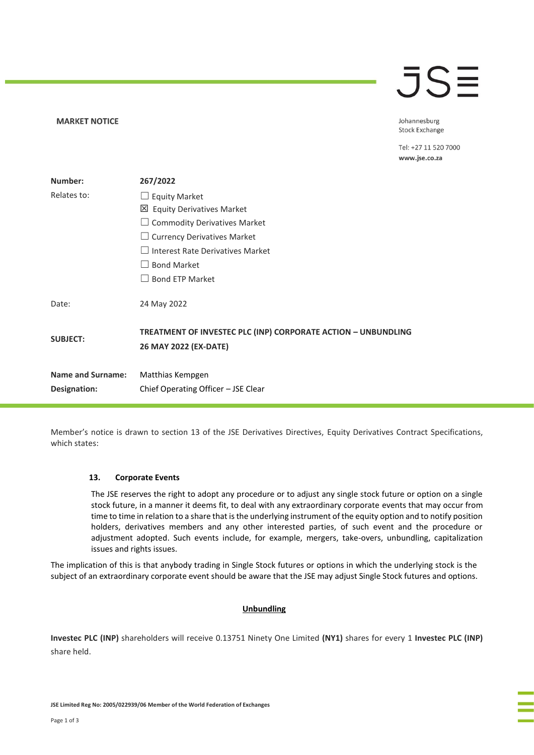**MARKET NOTICE**

Johannesburg
Stock Exchange

Tel: +27 11 520 7000
www.jse.co.za

| | |
|---|---|
| **Number:** | **267/2022** |
| Relates to: | ☐ Equity Market<br>☒ Equity Derivatives Market<br>☐ Commodity Derivatives Market<br>☐ Currency Derivatives Market<br>☐ Interest Rate Derivatives Market<br>☐ Bond Market<br>☐ Bond ETP Market |
| Date: | 24 May 2022 |
| **SUBJECT:** | **TREATMENT OF INVESTEC PLC (INP) CORPORATE ACTION – UNBUNDLING 26 MAY 2022 (EX-DATE)** |
| **Name and Surname:** | Matthias Kempgen |
| **Designation:** | Chief Operating Officer – JSE Clear |

Member's notice is drawn to section 13 of the JSE Derivatives Directives, Equity Derivatives Contract Specifications, which states:

**13. Corporate Events**

The JSE reserves the right to adopt any procedure or to adjust any single stock future or option on a single stock future, in a manner it deems fit, to deal with any extraordinary corporate events that may occur from time to time in relation to a share that is the underlying instrument of the equity option and to notify position holders, derivatives members and any other interested parties, of such event and the procedure or adjustment adopted. Such events include, for example, mergers, take-overs, unbundling, capitalization issues and rights issues.

The implication of this is that anybody trading in Single Stock futures or options in which the underlying stock is the subject of an extraordinary corporate event should be aware that the JSE may adjust Single Stock futures and options.

**Unbundling**

**Investec PLC (INP)** shareholders will receive 0.13751 Ninety One Limited **(NY1)** shares for every 1 **Investec PLC (INP)** share held.

JSE Limited Reg No: 2005/022939/06 Member of the World Federation of Exchanges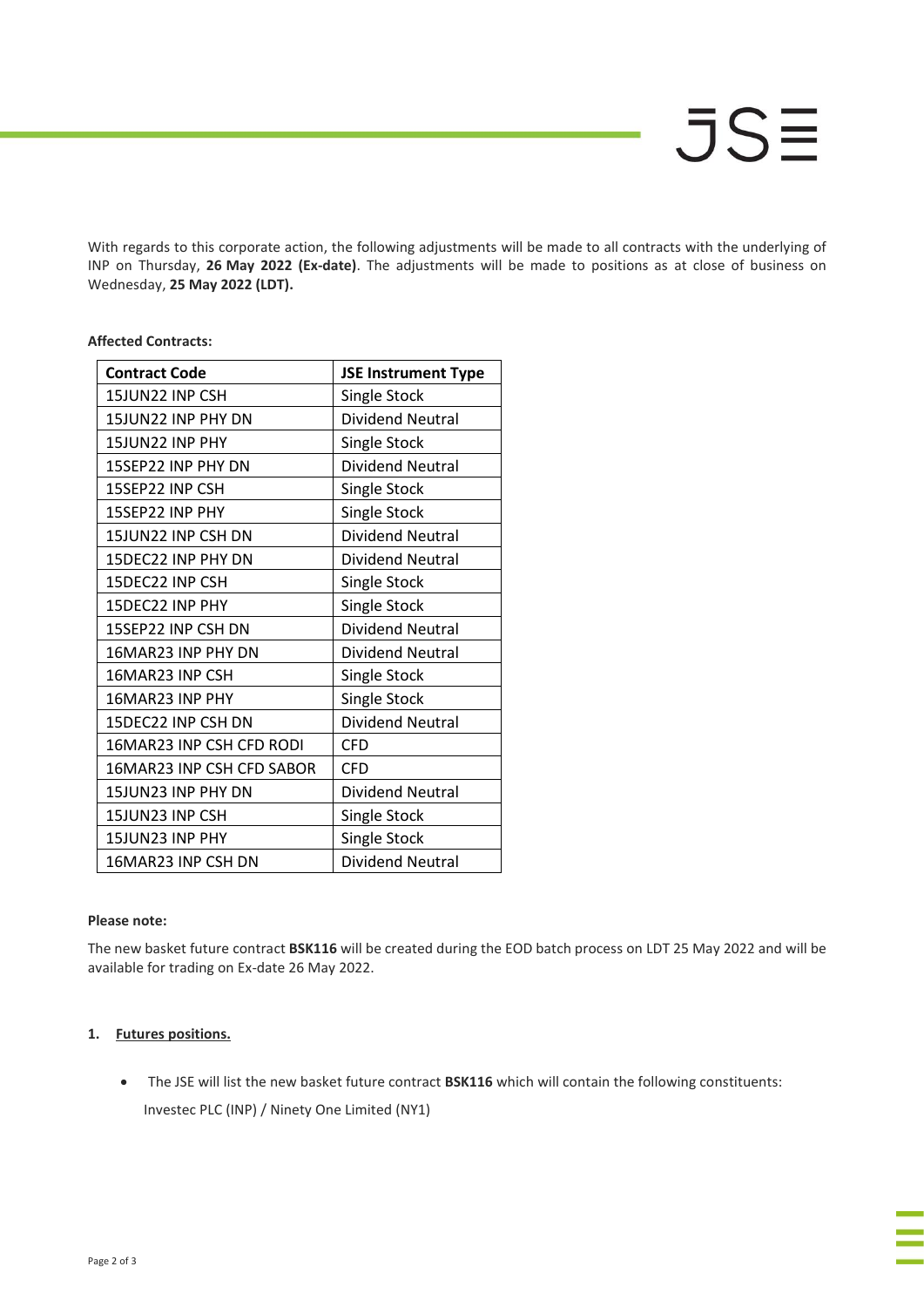With regards to this corporate action, the following adjustments will be made to all contracts with the underlying of INP on Thursday, **26 May 2022 (Ex-date)**. The adjustments will be made to positions as at close of business on Wednesday, **25 May 2022 (LDT).**

**Affected Contracts:**

| Contract Code | JSE Instrument Type |
|---|---|
| 15JUN22 INP CSH | Single Stock |
| 15JUN22 INP PHY DN | Dividend Neutral |
| 15JUN22 INP PHY | Single Stock |
| 15SEP22 INP PHY DN | Dividend Neutral |
| 15SEP22 INP CSH | Single Stock |
| 15SEP22 INP PHY | Single Stock |
| 15JUN22 INP CSH DN | Dividend Neutral |
| 15DEC22 INP PHY DN | Dividend Neutral |
| 15DEC22 INP CSH | Single Stock |
| 15DEC22 INP PHY | Single Stock |
| 15SEP22 INP CSH DN | Dividend Neutral |
| 16MAR23 INP PHY DN | Dividend Neutral |
| 16MAR23 INP CSH | Single Stock |
| 16MAR23 INP PHY | Single Stock |
| 15DEC22 INP CSH DN | Dividend Neutral |
| 16MAR23 INP CSH CFD RODI | CFD |
| 16MAR23 INP CSH CFD SABOR | CFD |
| 15JUN23 INP PHY DN | Dividend Neutral |
| 15JUN23 INP CSH | Single Stock |
| 15JUN23 INP PHY | Single Stock |
| 16MAR23 INP CSH DN | Dividend Neutral |

**Please note:**

The new basket future contract **BSK116** will be created during the EOD batch process on LDT 25 May 2022 and will be available for trading on Ex-date 26 May 2022.

1. **Futures positions.**

- The JSE will list the new basket future contract **BSK116** which will contain the following constituents:
  Investec PLC (INP) / Ninety One Limited (NY1)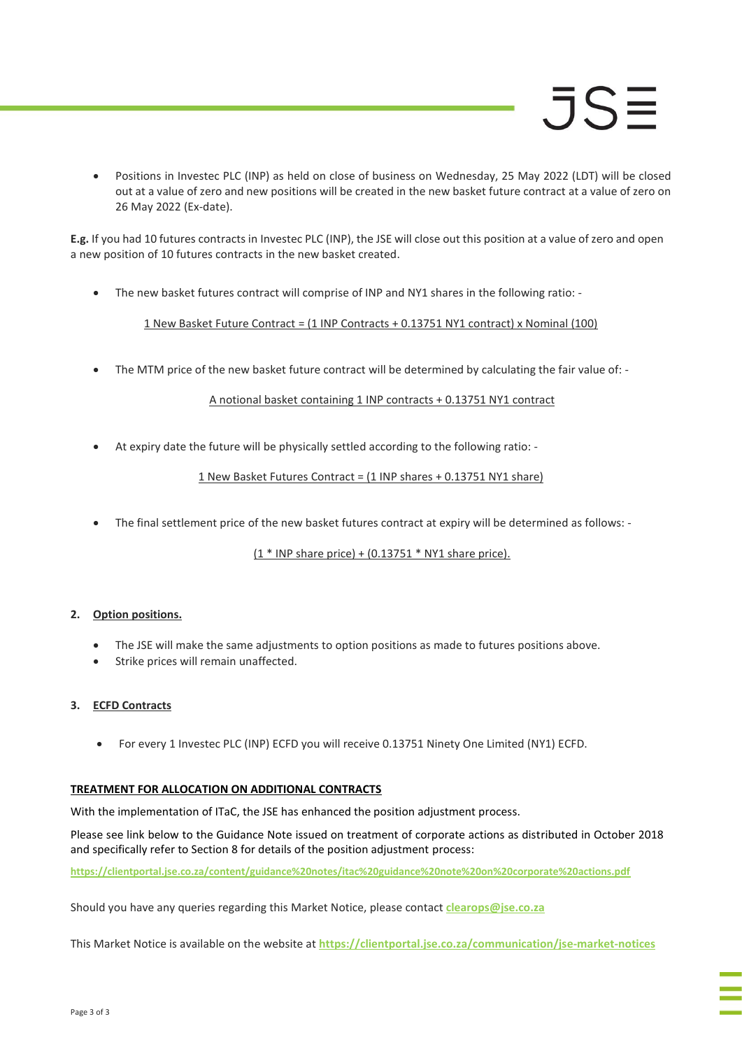- Positions in Investec PLC (INP) as held on close of business on Wednesday, 25 May 2022 (LDT) will be closed out at a value of zero and new positions will be created in the new basket future contract at a value of zero on 26 May 2022 (Ex-date).

**E.g.** If you had 10 futures contracts in Investec PLC (INP), the JSE will close out this position at a value of zero and open a new position of 10 futures contracts in the new basket created.

- The new basket futures contract will comprise of INP and NY1 shares in the following ratio: -

<u>1 New Basket Future Contract = (1 INP Contracts + 0.13751 NY1 contract) x Nominal (100)</u>

- The MTM price of the new basket future contract will be determined by calculating the fair value of: -

<u>A notional basket containing 1 INP contracts + 0.13751 NY1 contract</u>

- At expiry date the future will be physically settled according to the following ratio: -

<u>1 New Basket Futures Contract = (1 INP shares + 0.13751 NY1 share)</u>

- The final settlement price of the new basket futures contract at expiry will be determined as follows: -

<u>(1 * INP share price) + (0.13751 * NY1 share price).</u>

**2. <u>Option positions.</u>**

- The JSE will make the same adjustments to option positions as made to futures positions above.
- Strike prices will remain unaffected.

**3. <u>ECFD Contracts</u>**

- For every 1 Investec PLC (INP) ECFD you will receive 0.13751 Ninety One Limited (NY1) ECFD.

**<u>TREATMENT FOR ALLOCATION ON ADDITIONAL CONTRACTS</u>**

With the implementation of ITaC, the JSE has enhanced the position adjustment process.

Please see link below to the Guidance Note issued on treatment of corporate actions as distributed in October 2018 and specifically refer to Section 8 for details of the position adjustment process:

**https://clientportal.jse.co.za/content/guidance%20notes/itac%20guidance%20note%20on%20corporate%20actions.pdf**

Should you have any queries regarding this Market Notice, please contact **clearops@jse.co.za**

This Market Notice is available on the website at **https://clientportal.jse.co.za/communication/jse-market-notices**